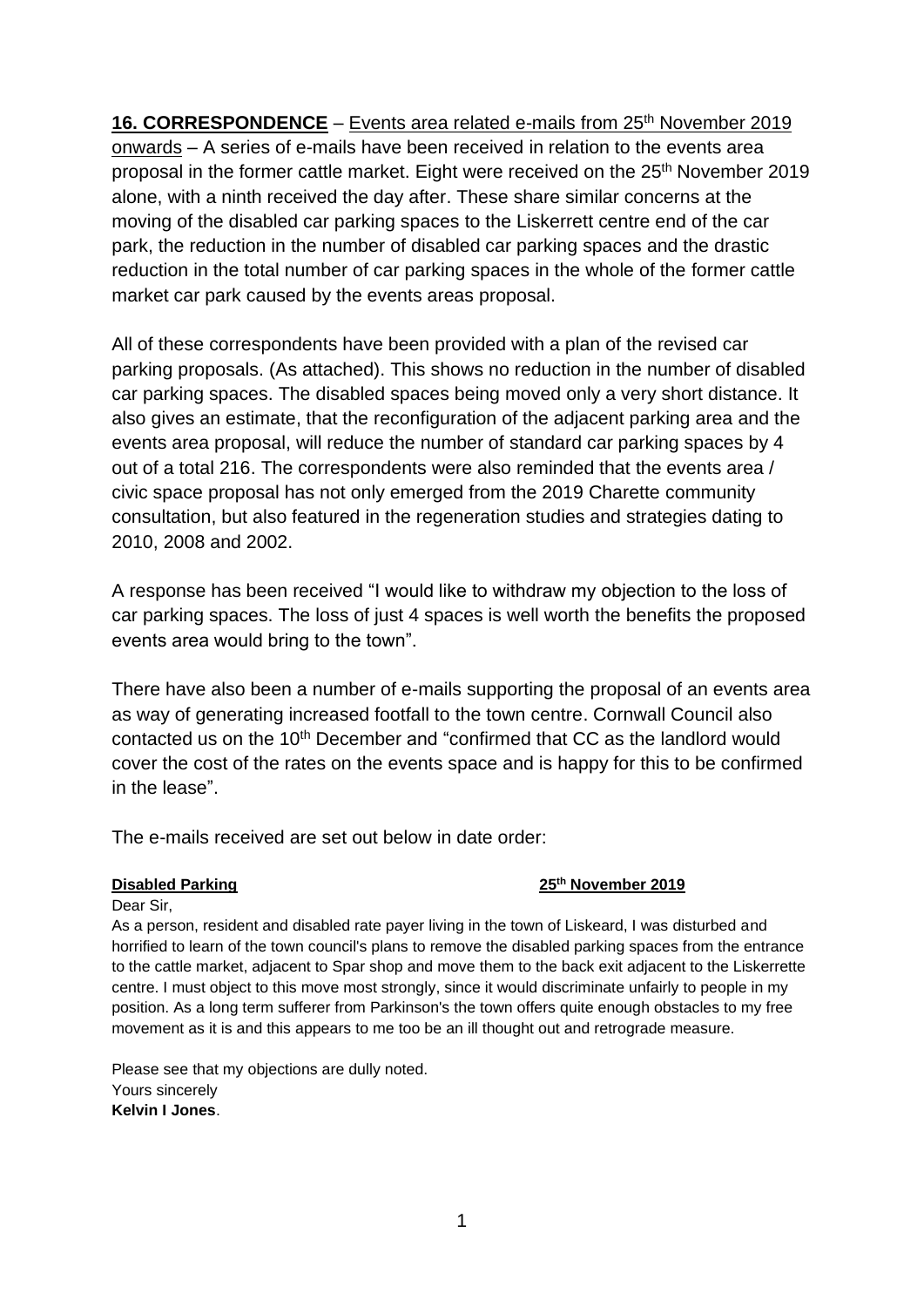**16. CORRESPONDENCE** – Events area related e-mails from 25th November 2019 onwards – A series of e-mails have been received in relation to the events area proposal in the former cattle market. Eight were received on the 25th November 2019 alone, with a ninth received the day after. These share similar concerns at the moving of the disabled car parking spaces to the Liskerrett centre end of the car park, the reduction in the number of disabled car parking spaces and the drastic reduction in the total number of car parking spaces in the whole of the former cattle market car park caused by the events areas proposal.

All of these correspondents have been provided with a plan of the revised car parking proposals. (As attached). This shows no reduction in the number of disabled car parking spaces. The disabled spaces being moved only a very short distance. It also gives an estimate, that the reconfiguration of the adjacent parking area and the events area proposal, will reduce the number of standard car parking spaces by 4 out of a total 216. The correspondents were also reminded that the events area / civic space proposal has not only emerged from the 2019 Charette community consultation, but also featured in the regeneration studies and strategies dating to 2010, 2008 and 2002.

A response has been received "I would like to withdraw my objection to the loss of car parking spaces. The loss of just 4 spaces is well worth the benefits the proposed events area would bring to the town".

There have also been a number of e-mails supporting the proposal of an events area as way of generating increased footfall to the town centre. Cornwall Council also contacted us on the 10th December and "confirmed that CC as the landlord would cover the cost of the rates on the events space and is happy for this to be confirmed in the lease".

The e-mails received are set out below in date order:

**Disabled Parking** **25th November 2019**

Dear Sir,

As a person, resident and disabled rate payer living in the town of Liskeard, I was disturbed and horrified to learn of the town council's plans to remove the disabled parking spaces from the entrance to the cattle market, adjacent to Spar shop and move them to the back exit adjacent to the Liskerrette centre. I must object to this move most strongly, since it would discriminate unfairly to people in my position. As a long term sufferer from Parkinson's the town offers quite enough obstacles to my free movement as it is and this appears to me too be an ill thought out and retrograde measure.

Please see that my objections are dully noted.
Yours sincerely
**Kelvin I Jones**.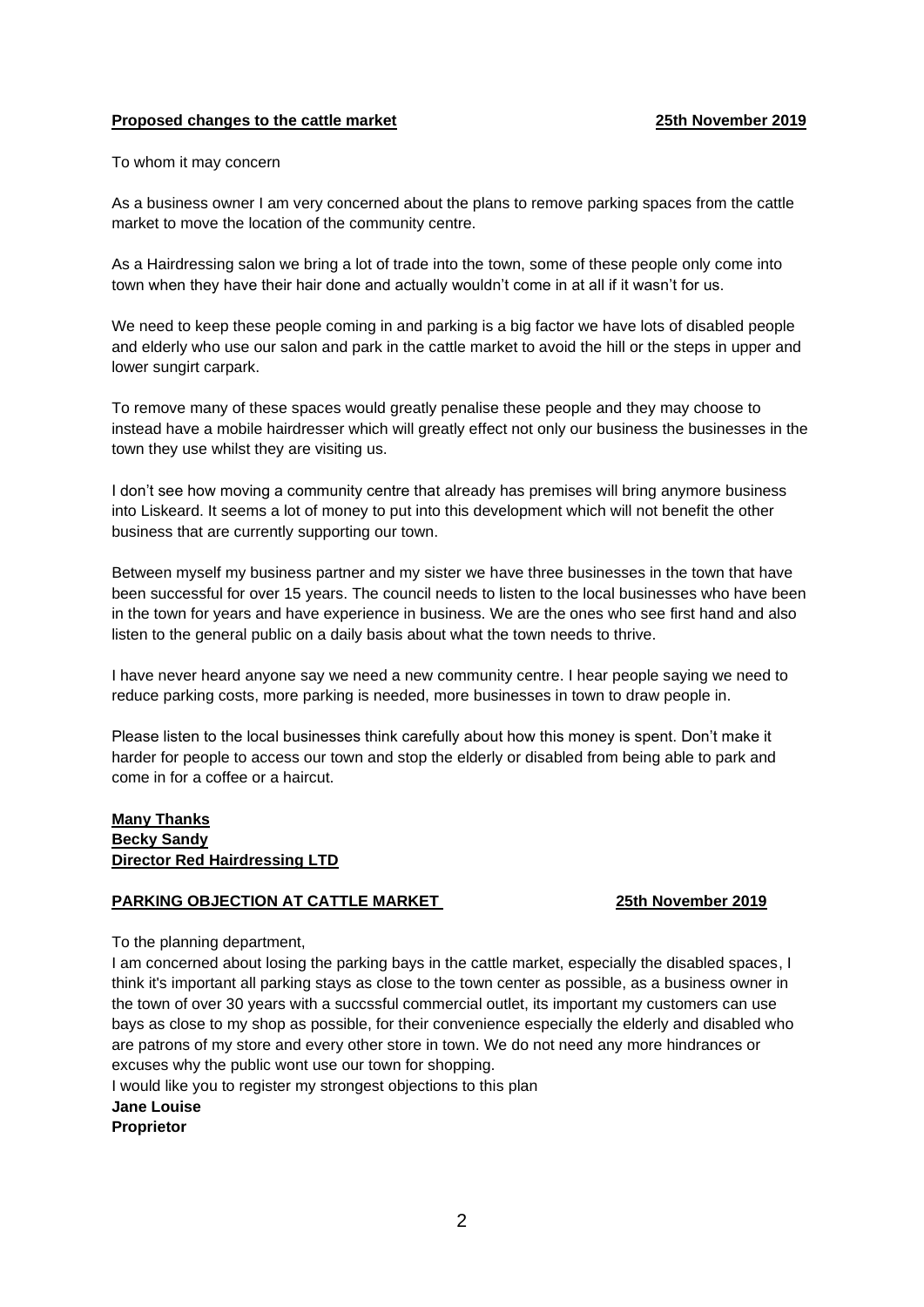**Proposed changes to the cattle market** **25th November 2019**

To whom it may concern

As a business owner I am very concerned about the plans to remove parking spaces from the cattle market to move the location of the community centre.

As a Hairdressing salon we bring a lot of trade into the town, some of these people only come into town when they have their hair done and actually wouldn't come in at all if it wasn't for us.

We need to keep these people coming in and parking is a big factor we have lots of disabled people and elderly who use our salon and park in the cattle market to avoid the hill or the steps in upper and lower sungirt carpark.

To remove many of these spaces would greatly penalise these people and they may choose to instead have a mobile hairdresser which will greatly effect not only our business the businesses in the town they use whilst they are visiting us.

I don't see how moving a community centre that already has premises will bring anymore business into Liskeard. It seems a lot of money to put into this development which will not benefit the other business that are currently supporting our town.

Between myself my business partner and my sister we have three businesses in the town that have been successful for over 15 years. The council needs to listen to the local businesses who have been in the town for years and have experience in business. We are the ones who see first hand and also listen to the general public on a daily basis about what the town needs to thrive.

I have never heard anyone say we need a new community centre. I hear people saying we need to reduce parking costs, more parking is needed, more businesses in town to draw people in.

Please listen to the local businesses think carefully about how this money is spent. Don't make it harder for people to access our town and stop the elderly or disabled from being able to park and come in for a coffee or a haircut.

**Many Thanks**
**Becky Sandy**
**Director Red Hairdressing LTD**

**PARKING OBJECTION AT CATTLE MARKET** **25th November 2019**

To the planning department,

I am concerned about losing the parking bays in the cattle market, especially the disabled spaces, I think it's important all parking stays as close to the town center as possible, as a business owner in the town of over 30 years with a succssful commercial outlet, its important my customers can use bays as close to my shop as possible, for their convenience especially the elderly and disabled who are patrons of my store and every other store in town. We do not need any more hindrances or excuses why the public wont use our town for shopping.

I would like you to register my strongest objections to this plan

**Jane Louise**
**Proprietor**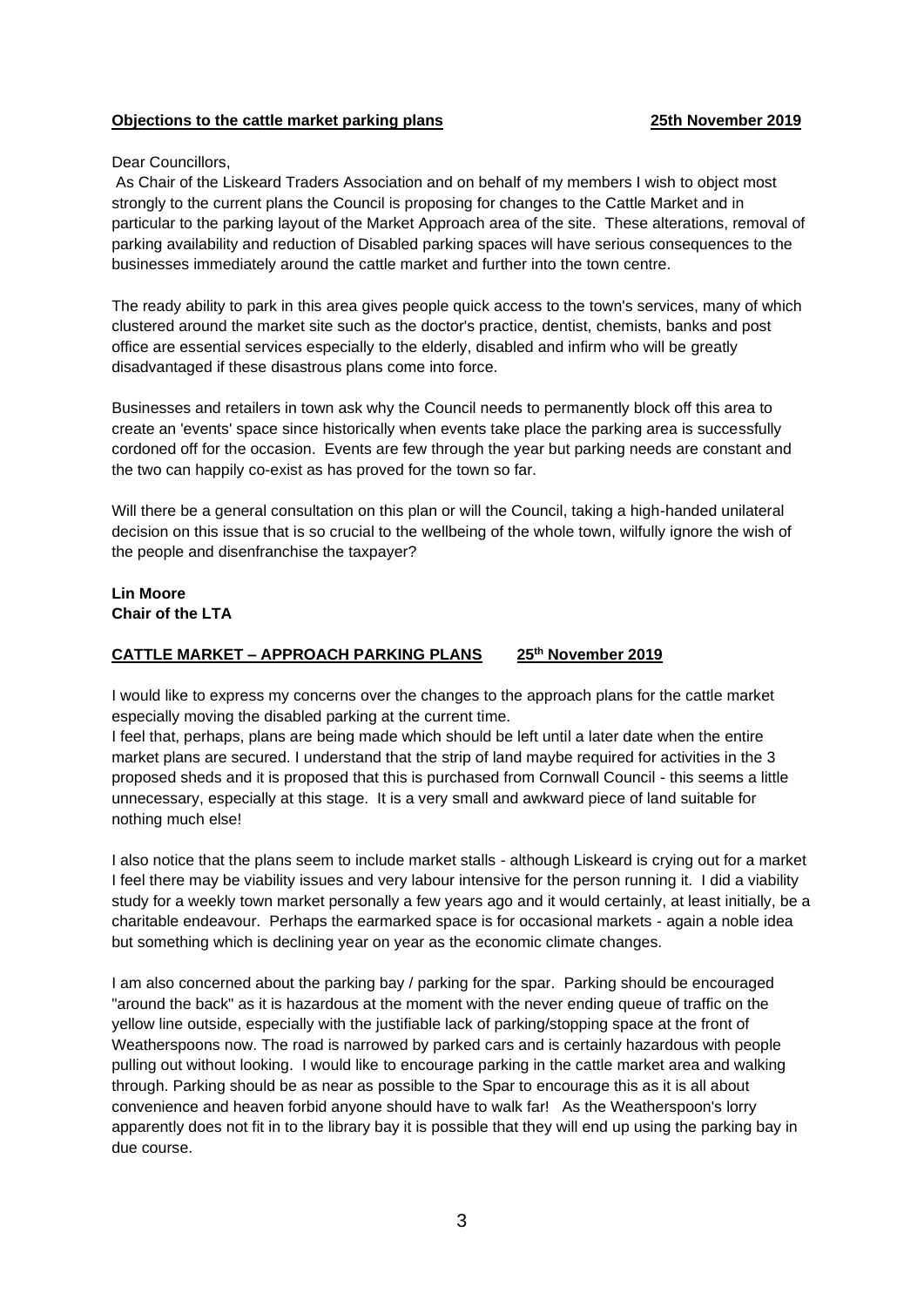**Objections to the cattle market parking plans** **25th November 2019**

Dear Councillors,

As Chair of the Liskeard Traders Association and on behalf of my members I wish to object most strongly to the current plans the Council is proposing for changes to the Cattle Market and in particular to the parking layout of the Market Approach area of the site. These alterations, removal of parking availability and reduction of Disabled parking spaces will have serious consequences to the businesses immediately around the cattle market and further into the town centre.

The ready ability to park in this area gives people quick access to the town's services, many of which clustered around the market site such as the doctor's practice, dentist, chemists, banks and post office are essential services especially to the elderly, disabled and infirm who will be greatly disadvantaged if these disastrous plans come into force.

Businesses and retailers in town ask why the Council needs to permanently block off this area to create an 'events' space since historically when events take place the parking area is successfully cordoned off for the occasion. Events are few through the year but parking needs are constant and the two can happily co-exist as has proved for the town so far.

Will there be a general consultation on this plan or will the Council, taking a high-handed unilateral decision on this issue that is so crucial to the wellbeing of the whole town, wilfully ignore the wish of the people and disenfranchise the taxpayer?

**Lin Moore**
**Chair of the LTA**

**CATTLE MARKET – APPROACH PARKING PLANS** **25th November 2019**

I would like to express my concerns over the changes to the approach plans for the cattle market especially moving the disabled parking at the current time.

I feel that, perhaps, plans are being made which should be left until a later date when the entire market plans are secured. I understand that the strip of land maybe required for activities in the 3 proposed sheds and it is proposed that this is purchased from Cornwall Council - this seems a little unnecessary, especially at this stage. It is a very small and awkward piece of land suitable for nothing much else!

I also notice that the plans seem to include market stalls - although Liskeard is crying out for a market I feel there may be viability issues and very labour intensive for the person running it. I did a viability study for a weekly town market personally a few years ago and it would certainly, at least initially, be a charitable endeavour. Perhaps the earmarked space is for occasional markets - again a noble idea but something which is declining year on year as the economic climate changes.

I am also concerned about the parking bay / parking for the spar. Parking should be encouraged "around the back" as it is hazardous at the moment with the never ending queue of traffic on the yellow line outside, especially with the justifiable lack of parking/stopping space at the front of Weatherspoons now. The road is narrowed by parked cars and is certainly hazardous with people pulling out without looking. I would like to encourage parking in the cattle market area and walking through. Parking should be as near as possible to the Spar to encourage this as it is all about convenience and heaven forbid anyone should have to walk far! As the Weatherspoon's lorry apparently does not fit in to the library bay it is possible that they will end up using the parking bay in due course.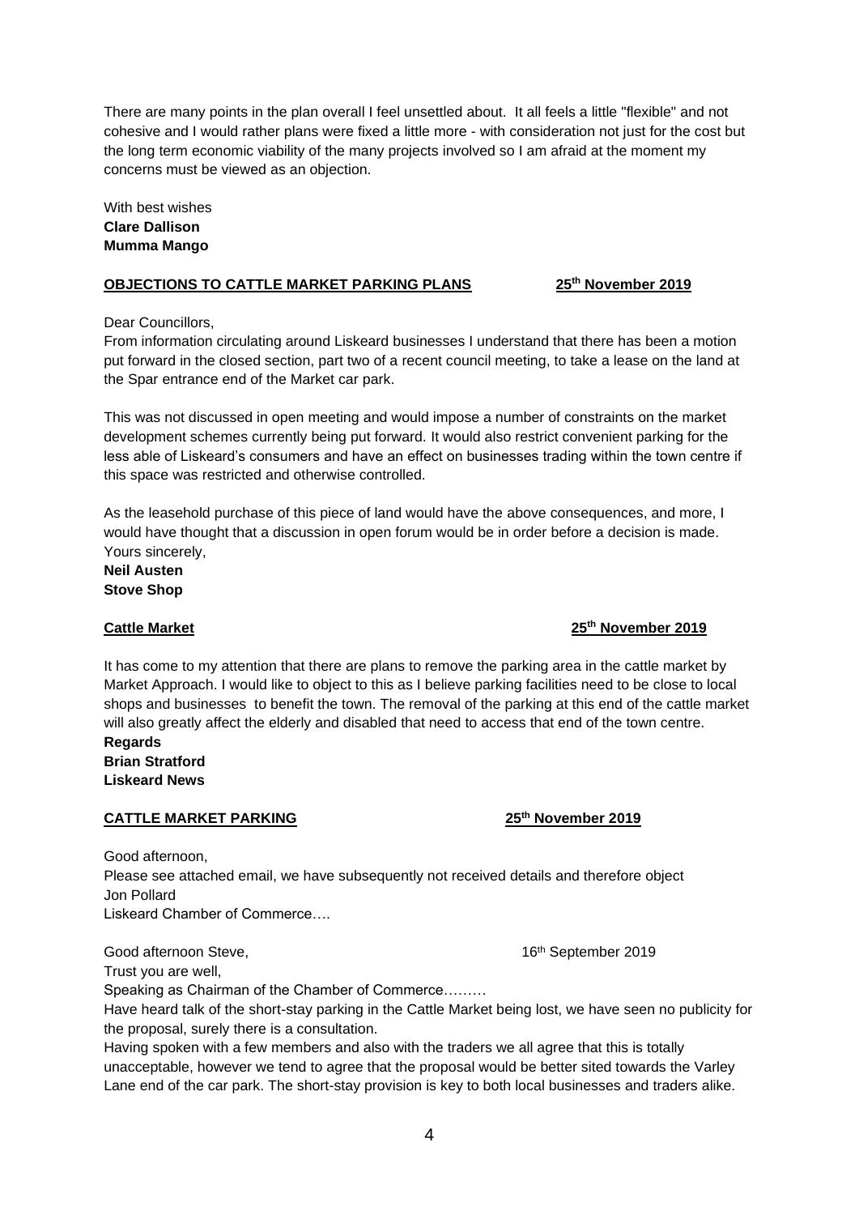There are many points in the plan overall I feel unsettled about. It all feels a little "flexible" and not cohesive and I would rather plans were fixed a little more - with consideration not just for the cost but the long term economic viability of the many projects involved so I am afraid at the moment my concerns must be viewed as an objection.

With best wishes
**Clare Dallison**
**Mumma Mango**

**OBJECTIONS TO CATTLE MARKET PARKING PLANS** **25th November 2019**

Dear Councillors,
From information circulating around Liskeard businesses I understand that there has been a motion put forward in the closed section, part two of a recent council meeting, to take a lease on the land at the Spar entrance end of the Market car park.

This was not discussed in open meeting and would impose a number of constraints on the market development schemes currently being put forward. It would also restrict convenient parking for the less able of Liskeard's consumers and have an effect on businesses trading within the town centre if this space was restricted and otherwise controlled.

As the leasehold purchase of this piece of land would have the above consequences, and more, I would have thought that a discussion in open forum would be in order before a decision is made.
Yours sincerely,
**Neil Austen**
**Stove Shop**

**Cattle Market** **25th November 2019**

It has come to my attention that there are plans to remove the parking area in the cattle market by Market Approach. I would like to object to this as I believe parking facilities need to be close to local shops and businesses to benefit the town. The removal of the parking at this end of the cattle market will also greatly affect the elderly and disabled that need to access that end of the town centre.
**Regards**
**Brian Stratford**
**Liskeard News**

**CATTLE MARKET PARKING** **25th November 2019**

Good afternoon,
Please see attached email, we have subsequently not received details and therefore object
Jon Pollard
Liskeard Chamber of Commerce….

Good afternoon Steve, 16th September 2019
Trust you are well,
Speaking as Chairman of the Chamber of Commerce………
Have heard talk of the short-stay parking in the Cattle Market being lost, we have seen no publicity for the proposal, surely there is a consultation.
Having spoken with a few members and also with the traders we all agree that this is totally unacceptable, however we tend to agree that the proposal would be better sited towards the Varley Lane end of the car park. The short-stay provision is key to both local businesses and traders alike.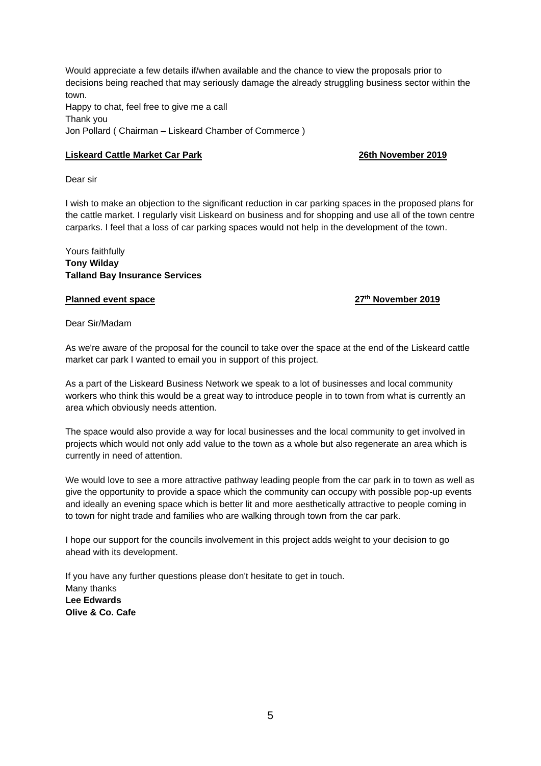Would appreciate a few details if/when available and the chance to view the proposals prior to decisions being reached that may seriously damage the already struggling business sector within the town.
Happy to chat, feel free to give me a call
Thank you
Jon Pollard ( Chairman – Liskeard Chamber of Commerce )

**Liskeard Cattle Market Car Park** **26th November 2019**

Dear sir

I wish to make an objection to the significant reduction in car parking spaces in the proposed plans for the cattle market. I regularly visit Liskeard on business and for shopping and use all of the town centre carparks. I feel that a loss of car parking spaces would not help in the development of the town.

Yours faithfully
**Tony Wilday**
**Talland Bay Insurance Services**

**Planned event space** **27th November 2019**

Dear Sir/Madam

As we're aware of the proposal for the council to take over the space at the end of the Liskeard cattle market car park I wanted to email you in support of this project.

As a part of the Liskeard Business Network we speak to a lot of businesses and local community workers who think this would be a great way to introduce people in to town from what is currently an area which obviously needs attention.

The space would also provide a way for local businesses and the local community to get involved in projects which would not only add value to the town as a whole but also regenerate an area which is currently in need of attention.

We would love to see a more attractive pathway leading people from the car park in to town as well as give the opportunity to provide a space which the community can occupy with possible pop-up events and ideally an evening space which is better lit and more aesthetically attractive to people coming in to town for night trade and families who are walking through town from the car park.

I hope our support for the councils involvement in this project adds weight to your decision to go ahead with its development.

If you have any further questions please don't hesitate to get in touch.
Many thanks
**Lee Edwards**
**Olive & Co. Cafe**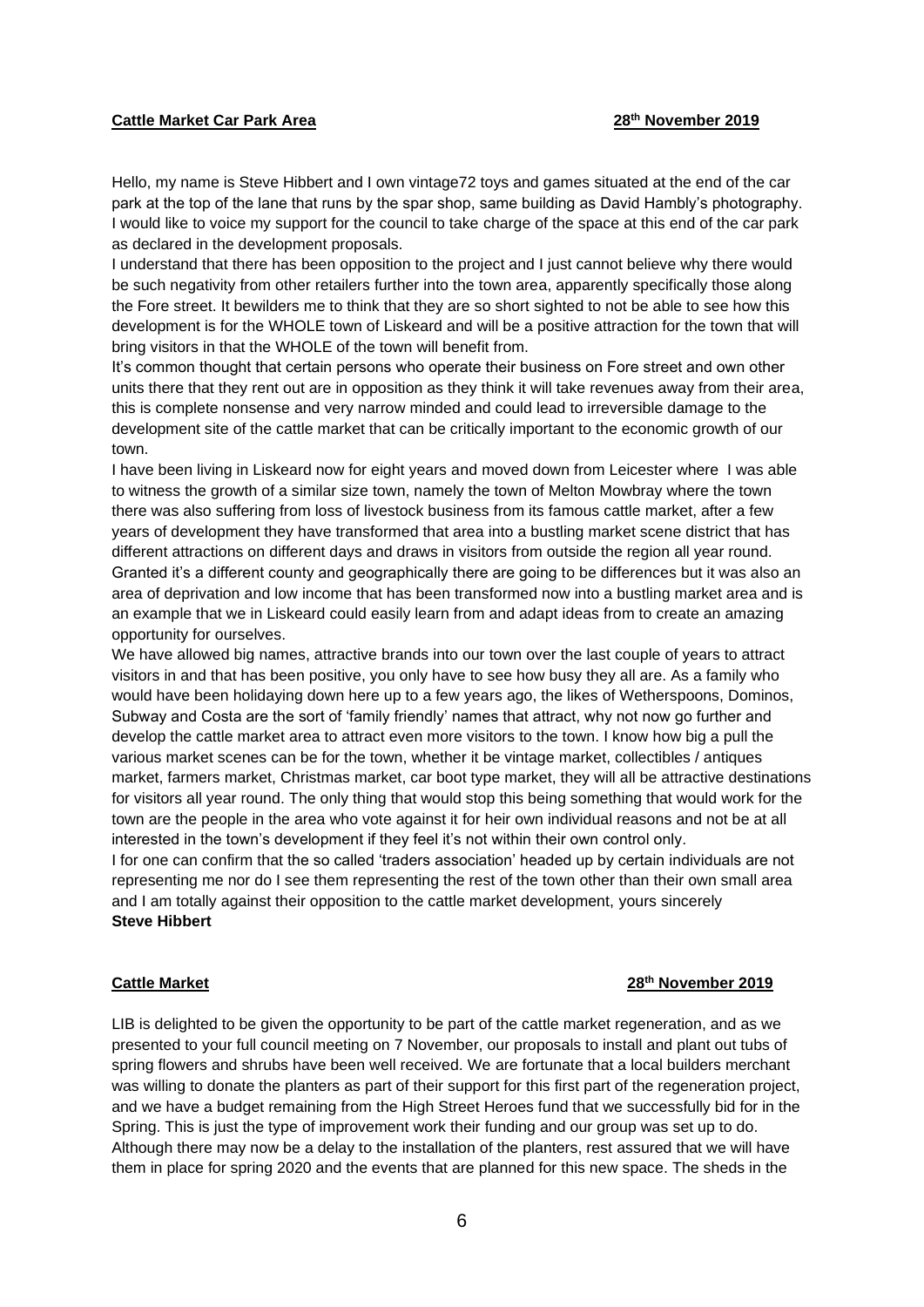**Cattle Market Car Park Area** **28th November 2019**

Hello, my name is Steve Hibbert and I own vintage72 toys and games situated at the end of the car park at the top of the lane that runs by the spar shop, same building as David Hambly's photography. I would like to voice my support for the council to take charge of the space at this end of the car park as declared in the development proposals.

I understand that there has been opposition to the project and I just cannot believe why there would be such negativity from other retailers further into the town area, apparently specifically those along the Fore street. It bewilders me to think that they are so short sighted to not be able to see how this development is for the WHOLE town of Liskeard and will be a positive attraction for the town that will bring visitors in that the WHOLE of the town will benefit from.

It's common thought that certain persons who operate their business on Fore street and own other units there that they rent out are in opposition as they think it will take revenues away from their area, this is complete nonsense and very narrow minded and could lead to irreversible damage to the development site of the cattle market that can be critically important to the economic growth of our town.

I have been living in Liskeard now for eight years and moved down from Leicester where I was able to witness the growth of a similar size town, namely the town of Melton Mowbray where the town there was also suffering from loss of livestock business from its famous cattle market, after a few years of development they have transformed that area into a bustling market scene district that has different attractions on different days and draws in visitors from outside the region all year round. Granted it's a different county and geographically there are going to be differences but it was also an area of deprivation and low income that has been transformed now into a bustling market area and is an example that we in Liskeard could easily learn from and adapt ideas from to create an amazing opportunity for ourselves.

We have allowed big names, attractive brands into our town over the last couple of years to attract visitors in and that has been positive, you only have to see how busy they all are. As a family who would have been holidaying down here up to a few years ago, the likes of Wetherspoons, Dominos, Subway and Costa are the sort of 'family friendly' names that attract, why not now go further and develop the cattle market area to attract even more visitors to the town. I know how big a pull the various market scenes can be for the town, whether it be vintage market, collectibles / antiques market, farmers market, Christmas market, car boot type market, they will all be attractive destinations for visitors all year round. The only thing that would stop this being something that would work for the town are the people in the area who vote against it for heir own individual reasons and not be at all interested in the town's development if they feel it's not within their own control only.

I for one can confirm that the so called 'traders association' headed up by certain individuals are not representing me nor do I see them representing the rest of the town other than their own small area and I am totally against their opposition to the cattle market development, yours sincerely

**Steve Hibbert**

**Cattle Market** **28th November 2019**

LIB is delighted to be given the opportunity to be part of the cattle market regeneration, and as we presented to your full council meeting on 7 November, our proposals to install and plant out tubs of spring flowers and shrubs have been well received. We are fortunate that a local builders merchant was willing to donate the planters as part of their support for this first part of the regeneration project, and we have a budget remaining from the High Street Heroes fund that we successfully bid for in the Spring. This is just the type of improvement work their funding and our group was set up to do. Although there may now be a delay to the installation of the planters, rest assured that we will have them in place for spring 2020 and the events that are planned for this new space. The sheds in the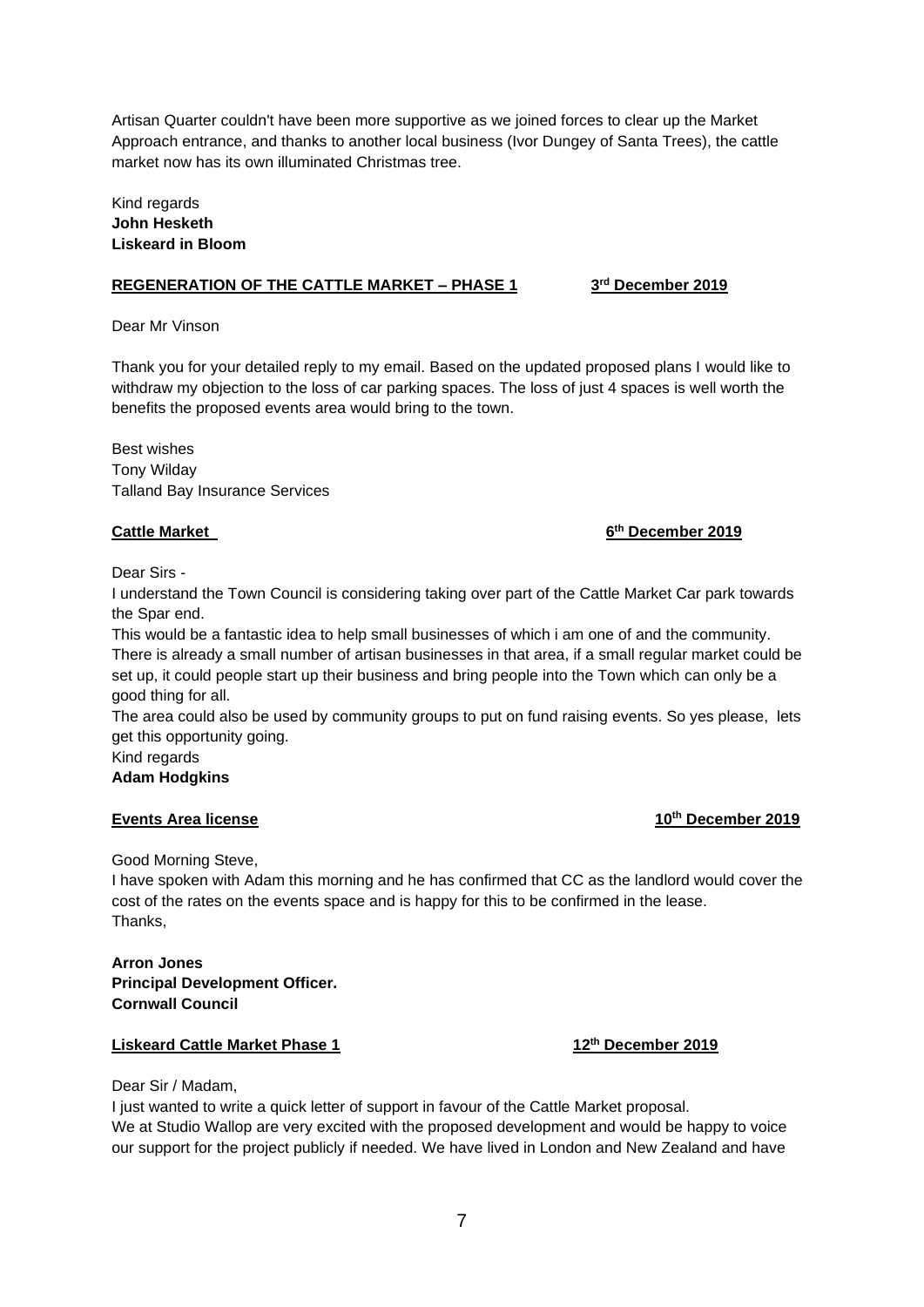Artisan Quarter couldn't have been more supportive as we joined forces to clear up the Market Approach entrance, and thanks to another local business (Ivor Dungey of Santa Trees), the cattle market now has its own illuminated Christmas tree.

Kind regards
**John Hesketh**
**Liskeard in Bloom**

**REGENERATION OF THE CATTLE MARKET – PHASE 1** **3rd December 2019**

Dear Mr Vinson

Thank you for your detailed reply to my email. Based on the updated proposed plans I would like to withdraw my objection to the loss of car parking spaces. The loss of just 4 spaces is well worth the benefits the proposed events area would bring to the town.

Best wishes
Tony Wilday
Talland Bay Insurance Services

**Cattle Market** **6th December 2019**

Dear Sirs -
I understand the Town Council is considering taking over part of the Cattle Market Car park towards the Spar end.
This would be a fantastic idea to help small businesses of which i am one of and the community.
There is already a small number of artisan businesses in that area, if a small regular market could be set up, it could people start up their business and bring people into the Town which can only be a good thing for all.
The area could also be used by community groups to put on fund raising events. So yes please, lets get this opportunity going.
Kind regards
**Adam Hodgkins**

**Events Area license** **10th December 2019**

Good Morning Steve,
I have spoken with Adam this morning and he has confirmed that CC as the landlord would cover the cost of the rates on the events space and is happy for this to be confirmed in the lease.
Thanks,

**Arron Jones**
**Principal Development Officer.**
**Cornwall Council**

**Liskeard Cattle Market Phase 1** **12th December 2019**

Dear Sir / Madam,
I just wanted to write a quick letter of support in favour of the Cattle Market proposal.
We at Studio Wallop are very excited with the proposed development and would be happy to voice our support for the project publicly if needed. We have lived in London and New Zealand and have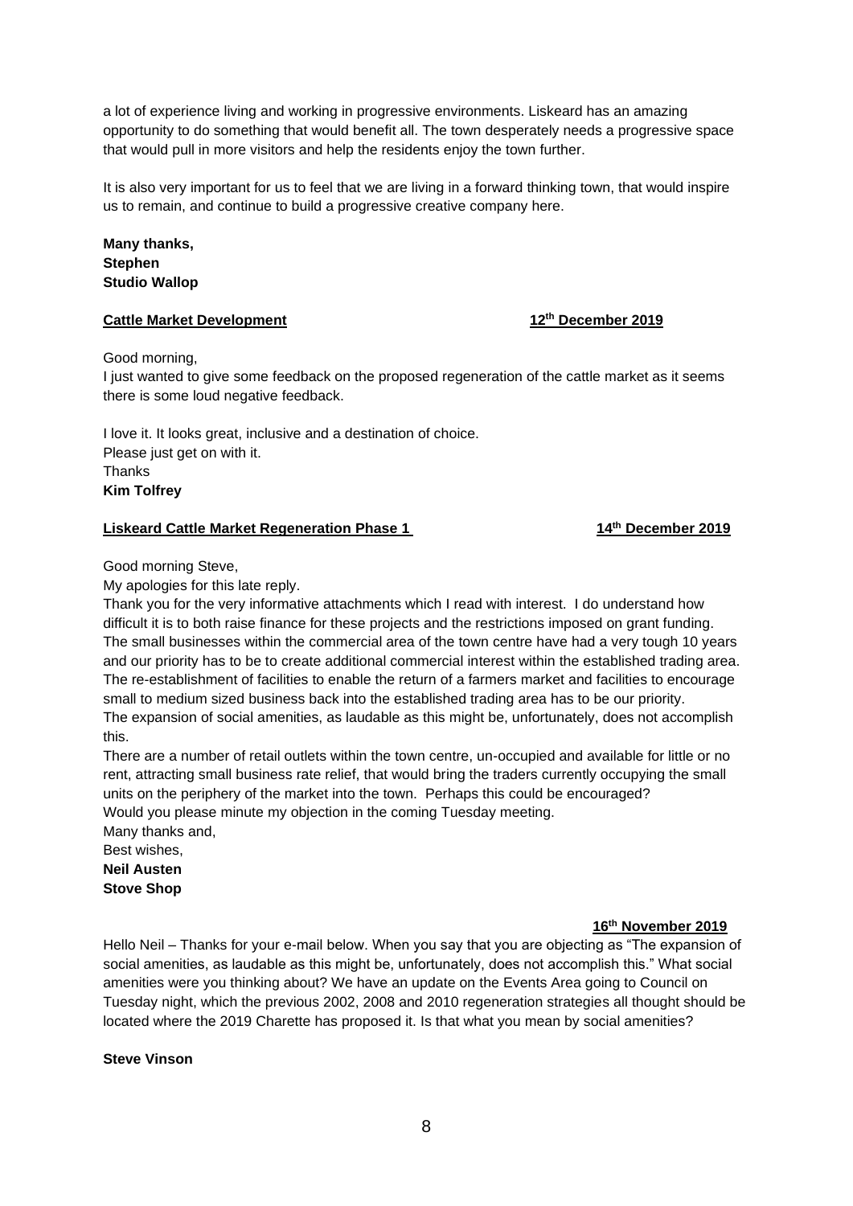a lot of experience living and working in progressive environments. Liskeard has an amazing opportunity to do something that would benefit all. The town desperately needs a progressive space that would pull in more visitors and help the residents enjoy the town further.

It is also very important for us to feel that we are living in a forward thinking town, that would inspire us to remain, and continue to build a progressive creative company here.

**Many thanks,**
**Stephen**
**Studio Wallop**

**Cattle Market Development** **12th December 2019**

Good morning,
I just wanted to give some feedback on the proposed regeneration of the cattle market as it seems there is some loud negative feedback.

I love it. It looks great, inclusive and a destination of choice.
Please just get on with it.
Thanks
**Kim Tolfrey**

**Liskeard Cattle Market Regeneration Phase 1** **14th December 2019**

Good morning Steve,
My apologies for this late reply.
Thank you for the very informative attachments which I read with interest. I do understand how difficult it is to both raise finance for these projects and the restrictions imposed on grant funding.
The small businesses within the commercial area of the town centre have had a very tough 10 years and our priority has to be to create additional commercial interest within the established trading area.
The re-establishment of facilities to enable the return of a farmers market and facilities to encourage small to medium sized business back into the established trading area has to be our priority.
The expansion of social amenities, as laudable as this might be, unfortunately, does not accomplish this.
There are a number of retail outlets within the town centre, un-occupied and available for little or no rent, attracting small business rate relief, that would bring the traders currently occupying the small units on the periphery of the market into the town. Perhaps this could be encouraged?
Would you please minute my objection in the coming Tuesday meeting.
Many thanks and,
Best wishes,
**Neil Austen**
**Stove Shop**

**16th November 2019**

Hello Neil – Thanks for your e-mail below. When you say that you are objecting as "The expansion of social amenities, as laudable as this might be, unfortunately, does not accomplish this." What social amenities were you thinking about? We have an update on the Events Area going to Council on Tuesday night, which the previous 2002, 2008 and 2010 regeneration strategies all thought should be located where the 2019 Charette has proposed it. Is that what you mean by social amenities?

**Steve Vinson**